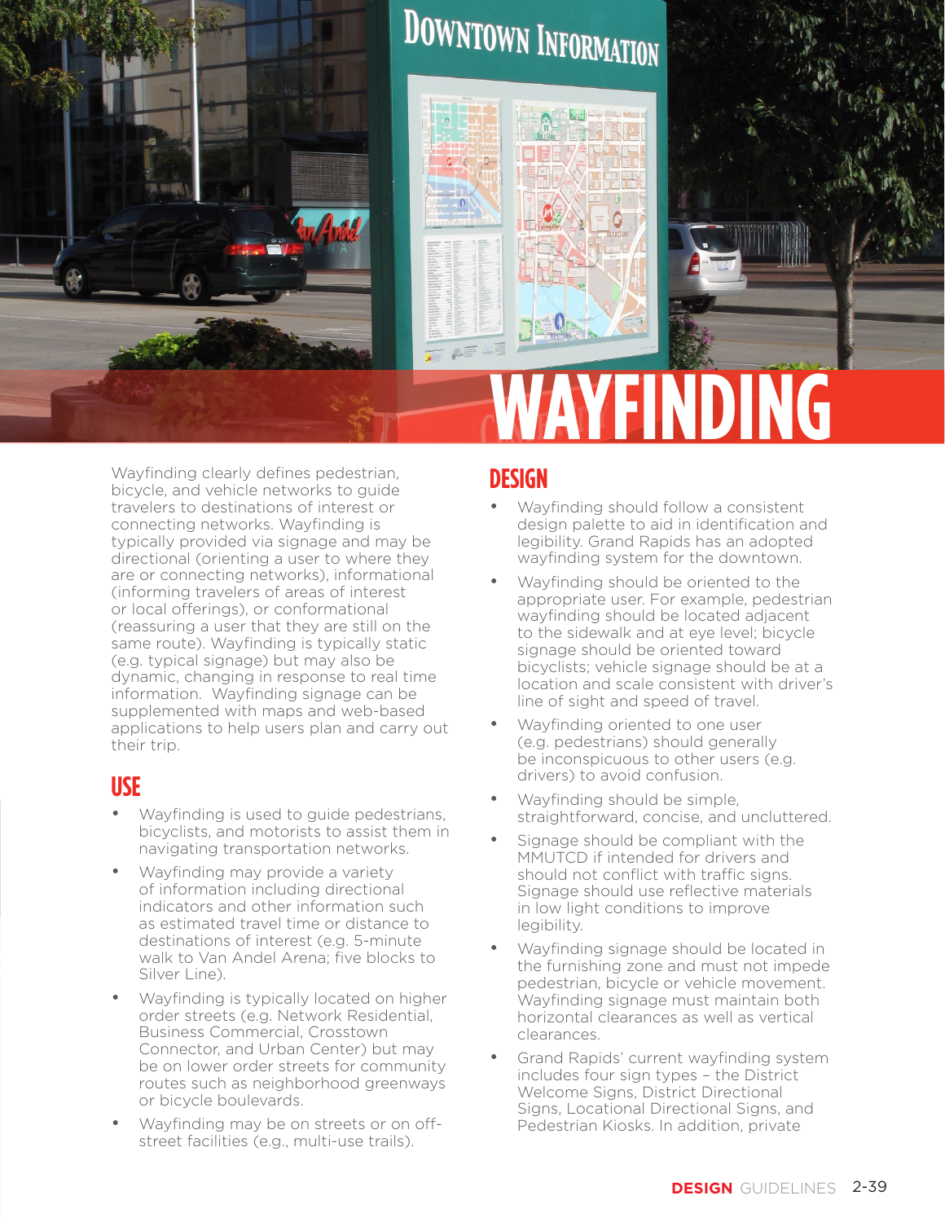# WAYFINDING

Wayfinding clearly defines pedestrian, bicycle, and vehicle networks to guide travelers to destinations of interest or connecting networks. Wayfinding is typically provided via signage and may be directional (orienting a user to where they are or connecting networks), informational (informing travelers of areas of interest or local offerings), or conformational (reassuring a user that they are still on the same route). Wayfinding is typically static (e.g. typical signage) but may also be dynamic, changing in response to real time information. Wayfinding signage can be supplemented with maps and web-based applications to help users plan and carry out their trip.

## USE

- Wayfinding is used to guide pedestrians, bicyclists, and motorists to assist them in navigating transportation networks.
- Wayfinding may provide a variety of information including directional indicators and other information such as estimated travel time or distance to destinations of interest (e.g. 5-minute walk to Van Andel Arena; five blocks to Silver Line).
- Wayfinding is typically located on higher order streets (e.g. Network Residential, Business Commercial, Crosstown Connector, and Urban Center) but may be on lower order streets for community routes such as neighborhood greenways or bicycle boulevards.
- Wayfinding may be on streets or on off-street facilities (e.g., multi-use trails).

## DESIGN

- Wayfinding should follow a consistent design palette to aid in identification and legibility. Grand Rapids has an adopted wayfinding system for the downtown.
- Wayfinding should be oriented to the appropriate user. For example, pedestrian wayfinding should be located adjacent to the sidewalk and at eye level; bicycle signage should be oriented toward bicyclists; vehicle signage should be at a location and scale consistent with driver's line of sight and speed of travel.
- Wayfinding oriented to one user (e.g. pedestrians) should generally be inconspicuous to other users (e.g. drivers) to avoid confusion.
- Wayfinding should be simple, straightforward, concise, and uncluttered.
- Signage should be compliant with the MMUTCD if intended for drivers and should not conflict with traffic signs. Signage should use reflective materials in low light conditions to improve legibility.
- Wayfinding signage should be located in the furnishing zone and must not impede pedestrian, bicycle or vehicle movement. Wayfinding signage must maintain both horizontal clearances as well as vertical clearances.
- Grand Rapids' current wayfinding system includes four sign types – the District Welcome Signs, District Directional Signs, Locational Directional Signs, and Pedestrian Kiosks. In addition, private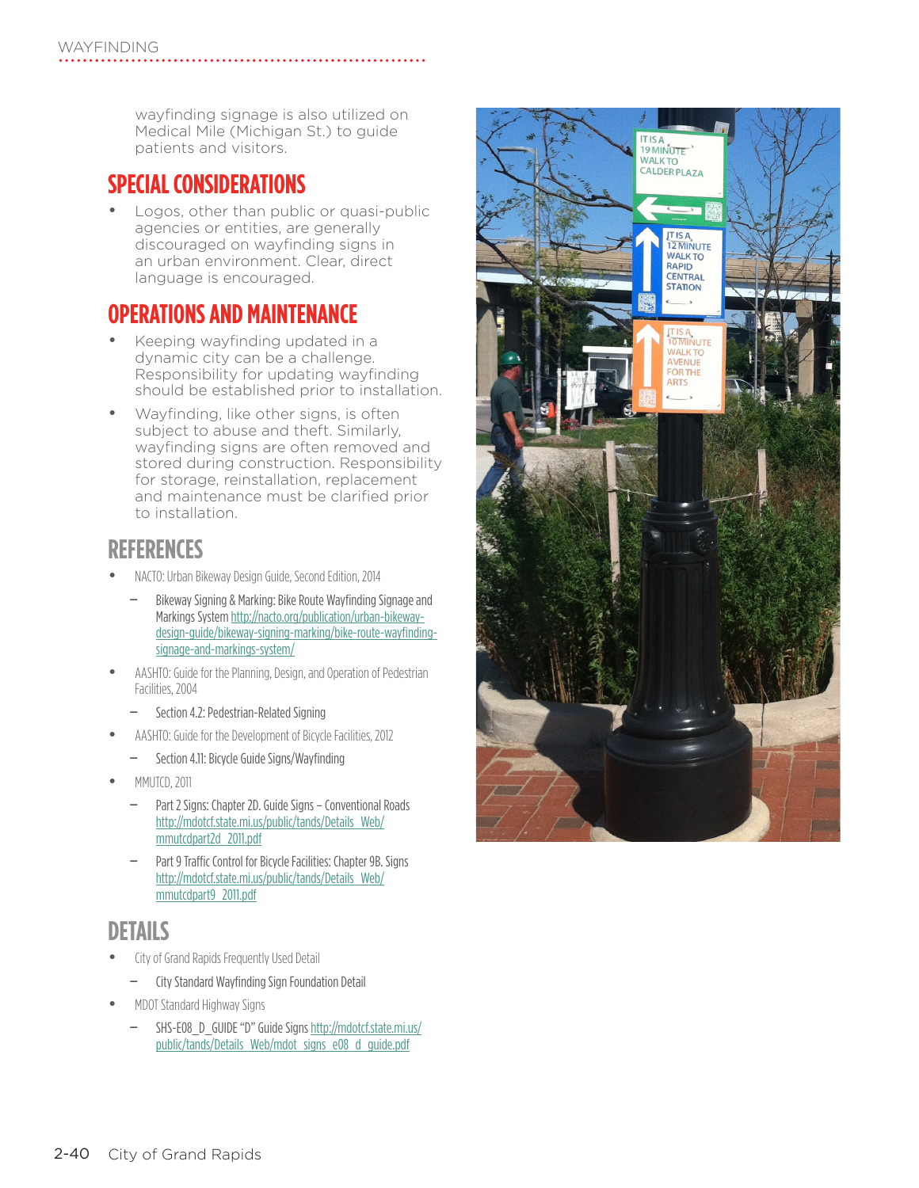wayfinding signage is also utilized on Medical Mile (Michigan St.) to guide patients and visitors.

## SPECIAL CONSIDERATIONS

- Logos, other than public or quasi-public agencies or entities, are generally discouraged on wayfinding signs in an urban environment. Clear, direct language is encouraged.

## OPERATIONS AND MAINTENANCE

- Keeping wayfinding updated in a dynamic city can be a challenge. Responsibility for updating wayfinding should be established prior to installation.
- Wayfinding, like other signs, is often subject to abuse and theft. Similarly, wayfinding signs are often removed and stored during construction. Responsibility for storage, reinstallation, replacement and maintenance must be clarified prior to installation.

## REFERENCES

- NACTO: Urban Bikeway Design Guide, Second Edition, 2014
  - Bikeway Signing & Marking: Bike Route Wayfinding Signage and Markings System http://nacto.org/publication/urban-bikeway-design-guide/bikeway-signing-marking/bike-route-wayfinding-signage-and-markings-system/
- AASHTO: Guide for the Planning, Design, and Operation of Pedestrian Facilities, 2004
  - Section 4.2: Pedestrian-Related Signing
- AASHTO: Guide for the Development of Bicycle Facilities, 2012
  - Section 4.11: Bicycle Guide Signs/Wayfinding
- MMUTCD, 2011
  - Part 2 Signs: Chapter 2D. Guide Signs – Conventional Roads http://mdotcf.state.mi.us/public/tands/Details_Web/mmutcdpart2d_2011.pdf
  - Part 9 Traffic Control for Bicycle Facilities: Chapter 9B. Signs http://mdotcf.state.mi.us/public/tands/Details_Web/mmutcdpart9_2011.pdf

## DETAILS

- City of Grand Rapids Frequently Used Detail
  - City Standard Wayfinding Sign Foundation Detail
- MDOT Standard Highway Signs
  - SHS-E08_D_GUIDE "D" Guide Signs http://mdotcf.state.mi.us/public/tands/Details_Web/mdot_signs_e08_d_guide.pdf